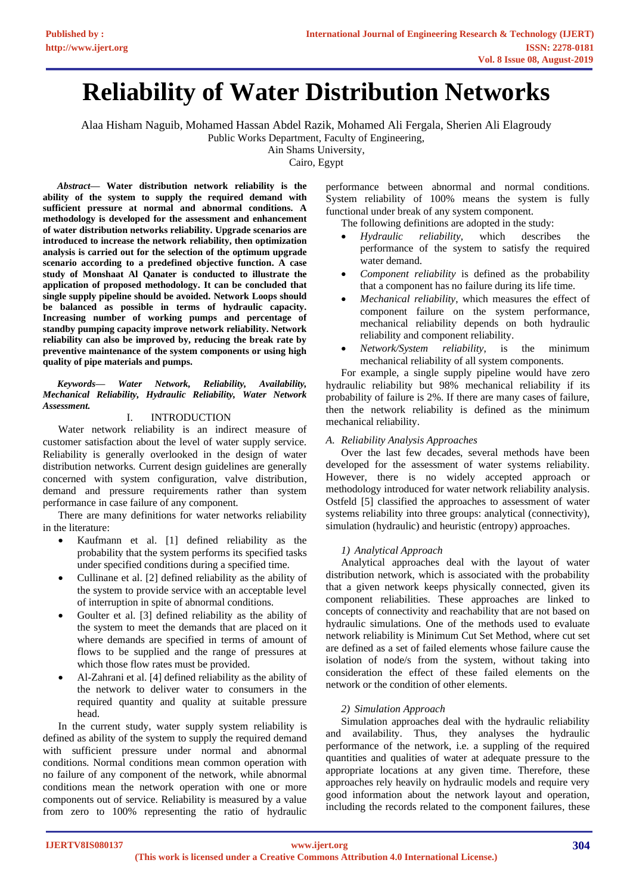# Reliability of Water Distribution Networks

Alaa Hisham Naguib, Mohamed Hassan Abdel Razik, Mohamed Ali Fergala, Sherien Ali Elagroudy

Public Works Department, Faculty of Engineering,
Ain Shams University,
Cairo, Egypt

***Abstract*— Water distribution network reliability is the ability of the system to supply the required demand with sufficient pressure at normal and abnormal conditions. A methodology is developed for the assessment and enhancement of water distribution networks reliability. Upgrade scenarios are introduced to increase the network reliability, then optimization analysis is carried out for the selection of the optimum upgrade scenario according to a predefined objective function. A case study of Monshaat Al Qanater is conducted to illustrate the application of proposed methodology. It can be concluded that single supply pipeline should be avoided. Network Loops should be balanced as possible in terms of hydraulic capacity. Increasing number of working pumps and percentage of standby pumping capacity improve network reliability. Network reliability can also be improved by, reducing the break rate by preventive maintenance of the system components or using high quality of pipe materials and pumps.**

***Keywords— Water Network, Reliability, Availability, Mechanical Reliability, Hydraulic Reliability, Water Network Assessment.***

## I. INTRODUCTION

Water network reliability is an indirect measure of customer satisfaction about the level of water supply service. Reliability is generally overlooked in the design of water distribution networks. Current design guidelines are generally concerned with system configuration, valve distribution, demand and pressure requirements rather than system performance in case failure of any component.

There are many definitions for water networks reliability in the literature:

- Kaufmann et al. [1] defined reliability as the probability that the system performs its specified tasks under specified conditions during a specified time.
- Cullinane et al. [2] defined reliability as the ability of the system to provide service with an acceptable level of interruption in spite of abnormal conditions.
- Goulter et al. [3] defined reliability as the ability of the system to meet the demands that are placed on it where demands are specified in terms of amount of flows to be supplied and the range of pressures at which those flow rates must be provided.
- Al-Zahrani et al. [4] defined reliability as the ability of the network to deliver water to consumers in the required quantity and quality at suitable pressure head.

In the current study, water supply system reliability is defined as ability of the system to supply the required demand with sufficient pressure under normal and abnormal conditions. Normal conditions mean common operation with no failure of any component of the network, while abnormal conditions mean the network operation with one or more components out of service. Reliability is measured by a value from zero to 100% representing the ratio of hydraulic performance between abnormal and normal conditions. System reliability of 100% means the system is fully functional under break of any system component.

The following definitions are adopted in the study:

- *Hydraulic reliability,* which describes the performance of the system to satisfy the required water demand.
- *Component reliability* is defined as the probability that a component has no failure during its life time.
- *Mechanical reliability*, which measures the effect of component failure on the system performance, mechanical reliability depends on both hydraulic reliability and component reliability.
- *Network/System reliability*, is the minimum mechanical reliability of all system components.

For example, a single supply pipeline would have zero hydraulic reliability but 98% mechanical reliability if its probability of failure is 2%. If there are many cases of failure, then the network reliability is defined as the minimum mechanical reliability.

### *A. Reliability Analysis Approaches*

Over the last few decades, several methods have been developed for the assessment of water systems reliability. However, there is no widely accepted approach or methodology introduced for water network reliability analysis. Ostfeld [5] classified the approaches to assessment of water systems reliability into three groups: analytical (connectivity), simulation (hydraulic) and heuristic (entropy) approaches.

#### *1) Analytical Approach*

Analytical approaches deal with the layout of water distribution network, which is associated with the probability that a given network keeps physically connected, given its component reliabilities. These approaches are linked to concepts of connectivity and reachability that are not based on hydraulic simulations. One of the methods used to evaluate network reliability is Minimum Cut Set Method, where cut set are defined as a set of failed elements whose failure cause the isolation of node/s from the system, without taking into consideration the effect of these failed elements on the network or the condition of other elements.

#### *2) Simulation Approach*

Simulation approaches deal with the hydraulic reliability and availability. Thus, they analyses the hydraulic performance of the network, i.e. a suppling of the required quantities and qualities of water at adequate pressure to the appropriate locations at any given time. Therefore, these approaches rely heavily on hydraulic models and require very good information about the network layout and operation, including the records related to the component failures, these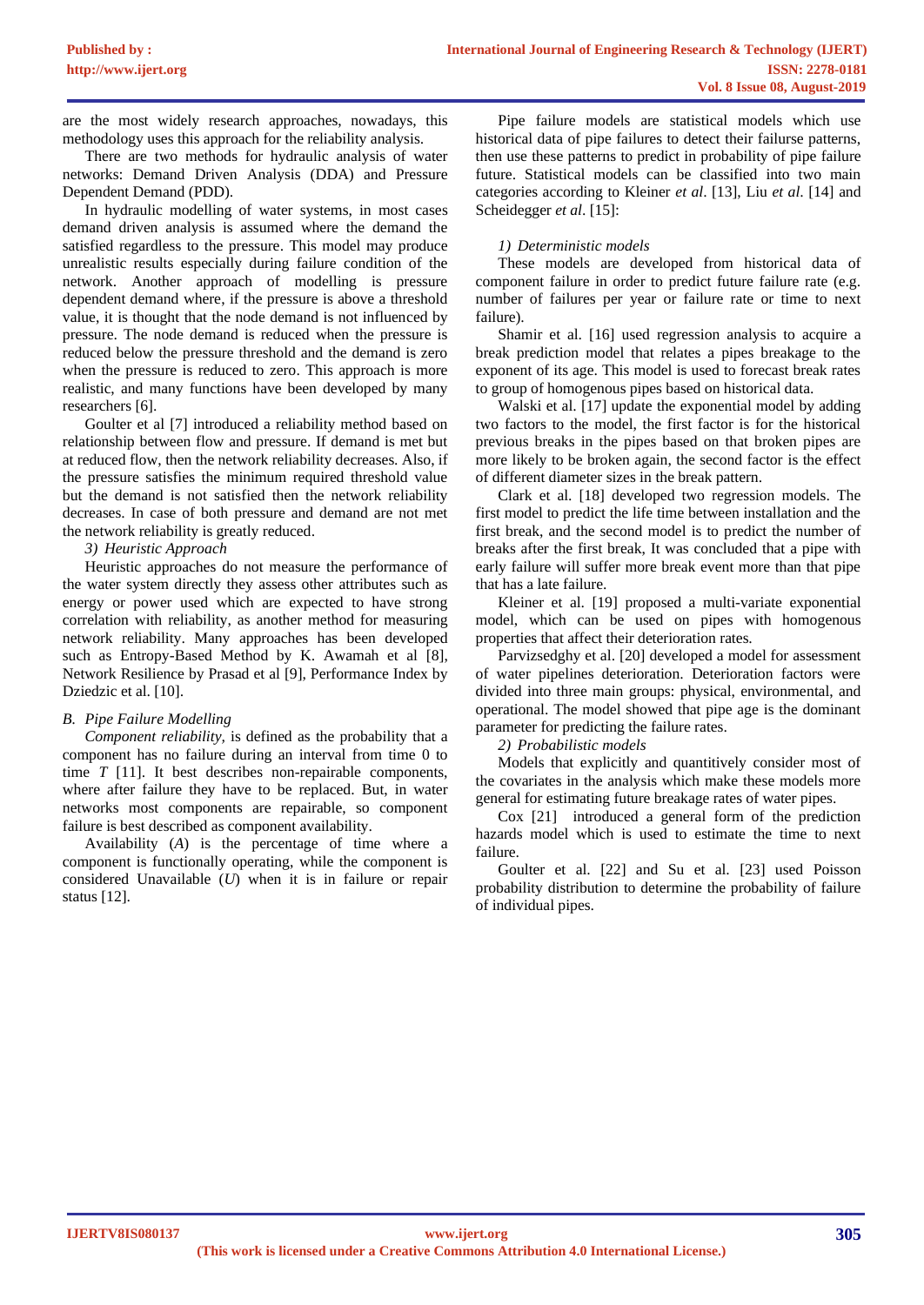are the most widely research approaches, nowadays, this methodology uses this approach for the reliability analysis.

There are two methods for hydraulic analysis of water networks: Demand Driven Analysis (DDA) and Pressure Dependent Demand (PDD).

In hydraulic modelling of water systems, in most cases demand driven analysis is assumed where the demand the satisfied regardless to the pressure. This model may produce unrealistic results especially during failure condition of the network. Another approach of modelling is pressure dependent demand where, if the pressure is above a threshold value, it is thought that the node demand is not influenced by pressure. The node demand is reduced when the pressure is reduced below the pressure threshold and the demand is zero when the pressure is reduced to zero. This approach is more realistic, and many functions have been developed by many researchers [6].

Goulter et al [7] introduced a reliability method based on relationship between flow and pressure. If demand is met but at reduced flow, then the network reliability decreases. Also, if the pressure satisfies the minimum required threshold value but the demand is not satisfied then the network reliability decreases. In case of both pressure and demand are not met the network reliability is greatly reduced.

*3) Heuristic Approach*

Heuristic approaches do not measure the performance of the water system directly they assess other attributes such as energy or power used which are expected to have strong correlation with reliability, as another method for measuring network reliability. Many approaches has been developed such as Entropy-Based Method by K. Awamah et al [8], Network Resilience by Prasad et al [9], Performance Index by Dziedzic et al. [10].

### B. Pipe Failure Modelling

*Component reliability,* is defined as the probability that a component has no failure during an interval from time 0 to time *T* [11]. It best describes non-repairable components, where after failure they have to be replaced. But, in water networks most components are repairable, so component failure is best described as component availability.

Availability (*A*) is the percentage of time where a component is functionally operating, while the component is considered Unavailable (*U*) when it is in failure or repair status [12].

Pipe failure models are statistical models which use historical data of pipe failures to detect their failurse patterns, then use these patterns to predict in probability of pipe failure future. Statistical models can be classified into two main categories according to Kleiner *et al*. [13], Liu *et al*. [14] and Scheidegger *et al*. [15]:

*1) Deterministic models*

These models are developed from historical data of component failure in order to predict future failure rate (e.g. number of failures per year or failure rate or time to next failure).

Shamir et al. [16] used regression analysis to acquire a break prediction model that relates a pipes breakage to the exponent of its age. This model is used to forecast break rates to group of homogenous pipes based on historical data.

Walski et al. [17] update the exponential model by adding two factors to the model, the first factor is for the historical previous breaks in the pipes based on that broken pipes are more likely to be broken again, the second factor is the effect of different diameter sizes in the break pattern.

Clark et al. [18] developed two regression models. The first model to predict the life time between installation and the first break, and the second model is to predict the number of breaks after the first break, It was concluded that a pipe with early failure will suffer more break event more than that pipe that has a late failure.

Kleiner et al. [19] proposed a multi-variate exponential model, which can be used on pipes with homogenous properties that affect their deterioration rates.

Parvizsedghy et al. [20] developed a model for assessment of water pipelines deterioration. Deterioration factors were divided into three main groups: physical, environmental, and operational. The model showed that pipe age is the dominant parameter for predicting the failure rates.

*2) Probabilistic models*

Models that explicitly and quantitively consider most of the covariates in the analysis which make these models more general for estimating future breakage rates of water pipes.

Cox [21] introduced a general form of the prediction hazards model which is used to estimate the time to next failure.

Goulter et al. [22] and Su et al. [23] used Poisson probability distribution to determine the probability of failure of individual pipes.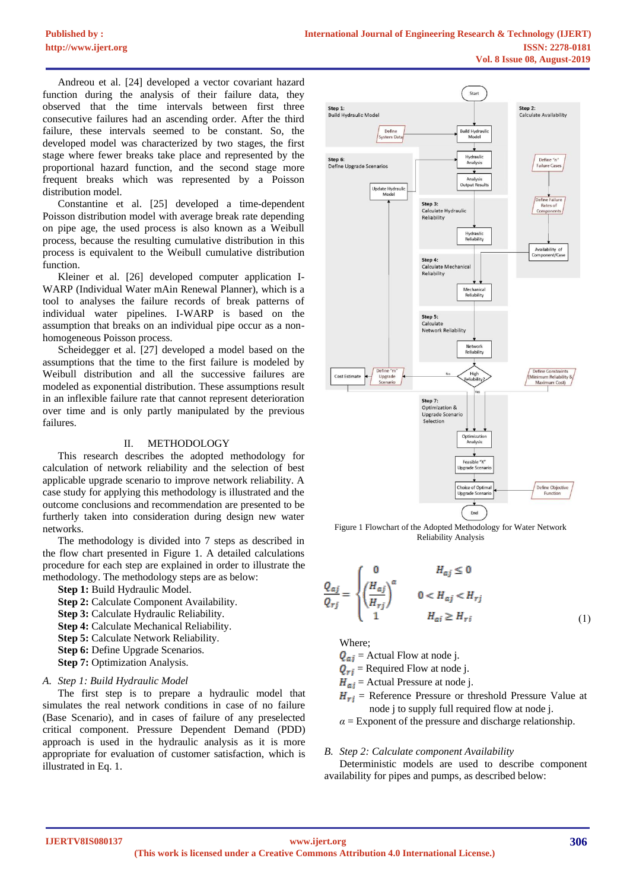Andreou et al. [24] developed a vector covariant hazard function during the analysis of their failure data, they observed that the time intervals between first three consecutive failures had an ascending order. After the third failure, these intervals seemed to be constant. So, the developed model was characterized by two stages, the first stage where fewer breaks take place and represented by the proportional hazard function, and the second stage more frequent breaks which was represented by a Poisson distribution model.

Constantine et al. [25] developed a time-dependent Poisson distribution model with average break rate depending on pipe age, the used process is also known as a Weibull process, because the resulting cumulative distribution in this process is equivalent to the Weibull cumulative distribution function.

Kleiner et al. [26] developed computer application I-WARP (Individual Water mAin Renewal Planner), which is a tool to analyses the failure records of break patterns of individual water pipelines. I-WARP is based on the assumption that breaks on an individual pipe occur as a non-homogeneous Poisson process.

Scheidegger et al. [27] developed a model based on the assumptions that the time to the first failure is modeled by Weibull distribution and all the successive failures are modeled as exponential distribution. These assumptions result in an inflexible failure rate that cannot represent deterioration over time and is only partly manipulated by the previous failures.

## II. METHODOLOGY

This research describes the adopted methodology for calculation of network reliability and the selection of best applicable upgrade scenario to improve network reliability. A case study for applying this methodology is illustrated and the outcome conclusions and recommendation are presented to be furtherly taken into consideration during design new water networks.

The methodology is divided into 7 steps as described in the flow chart presented in Figure 1. A detailed calculations procedure for each step are explained in order to illustrate the methodology. The methodology steps are as below:

**Step 1:** Build Hydraulic Model.
**Step 2:** Calculate Component Availability.
**Step 3:** Calculate Hydraulic Reliability.
**Step 4:** Calculate Mechanical Reliability.
**Step 5:** Calculate Network Reliability.
**Step 6:** Define Upgrade Scenarios.
**Step 7:** Optimization Analysis.

### A. *Step 1: Build Hydraulic Model*

The first step is to prepare a hydraulic model that simulates the real network conditions in case of no failure (Base Scenario), and in cases of failure of any preselected critical component. Pressure Dependent Demand (PDD) approach is used in the hydraulic analysis as it is more appropriate for evaluation of customer satisfaction, which is illustrated in Eq. 1.

Figure 1 Flowchart of the Adopted Methodology for Water Network Reliability Analysis

$$\frac{Q_{aj}}{Q_{rj}} = \begin{cases} 0 & H_{aj} \leq 0 \\ \left(\frac{H_{aj}}{H_{rj}}\right)^{\alpha} & 0 < H_{aj} < H_{rj} \\ 1 & H_{ai} \geq H_{ri} \end{cases} \tag{1}$$

Where;
$Q_{aj}$ = Actual Flow at node j.
$Q_{rj}$ = Required Flow at node j.
$H_{aj}$ = Actual Pressure at node j.
$H_{rj}$ = Reference Pressure or threshold Pressure Value at node j to supply full required flow at node j.
$\alpha$ = Exponent of the pressure and discharge relationship.

### B. *Step 2: Calculate component Availability*

Deterministic models are used to describe component availability for pipes and pumps, as described below: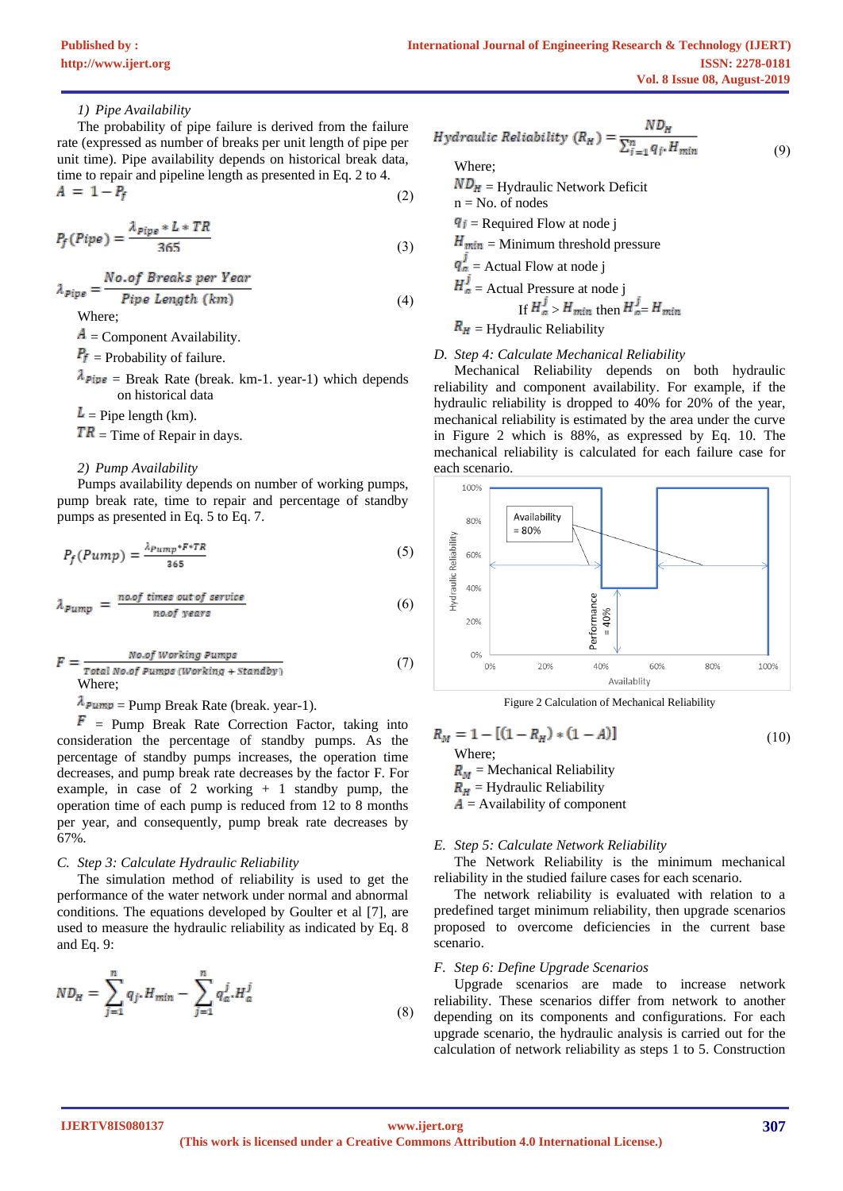#### 1) Pipe Availability

The probability of pipe failure is derived from the failure rate (expressed as number of breaks per unit length of pipe per unit time). Pipe availability depends on historical break data, time to repair and pipeline length as presented in Eq. 2 to 4.

$$A = 1 - P_f \tag{2}$$

$$P_f(Pipe) = \frac{\lambda_{Pipe} * L * TR}{365} \tag{3}$$

$$\lambda_{Pipe} = \frac{No.of\ Breaks\ per\ Year}{Pipe\ Length\ (km)} \tag{4}$$

Where;

$A$ = Component Availability.

$P_f$ = Probability of failure.

$\lambda_{Pipe}$ = Break Rate (break. km-1. year-1) which depends on historical data

$L$ = Pipe length (km).

$TR$ = Time of Repair in days.

#### 2) Pump Availability

Pumps availability depends on number of working pumps, pump break rate, time to repair and percentage of standby pumps as presented in Eq. 5 to Eq. 7.

$$P_f(Pump) = \frac{\lambda_{Pump} * F * TR}{365} \tag{5}$$

$$\lambda_{Pump} = \frac{no.of\ times\ out\ of\ service}{no.of\ years} \tag{6}$$

$$F = \frac{No.of\ Working\ Pumps}{Total\ No.of\ Pumps\ (Working + Standby)} \tag{7}$$

Where;

$\lambda_{Pump}$ = Pump Break Rate (break. year-1).

$F$ = Pump Break Rate Correction Factor, taking into consideration the percentage of standby pumps. As the percentage of standby pumps increases, the operation time decreases, and pump break rate decreases by the factor F. For example, in case of 2 working + 1 standby pump, the operation time of each pump is reduced from 12 to 8 months per year, and consequently, pump break rate decreases by 67%.

### C. Step 3: Calculate Hydraulic Reliability

The simulation method of reliability is used to get the performance of the water network under normal and abnormal conditions. The equations developed by Goulter et al [7], are used to measure the hydraulic reliability as indicated by Eq. 8 and Eq. 9:

$$ND_H = \sum_{j=1}^{n} q_j . H_{min} - \sum_{j=1}^{n} q_a^j . H_a^j \tag{8}$$

$$Hydraulic\ Reliability\ (R_H) = \frac{ND_H}{\sum_{j=1}^{n} q_j . H_{min}} \tag{9}$$

Where;

$ND_H$ = Hydraulic Network Deficit

n = No. of nodes

$q_j$ = Required Flow at node j

$H_{min}$ = Minimum threshold pressure

$q_a^j$ = Actual Flow at node j

$H_a^j$ = Actual Pressure at node j

If $H_a^j > H_{min}$ then $H_a^j = H_{min}$

$R_H$ = Hydraulic Reliability

### D. Step 4: Calculate Mechanical Reliability

Mechanical Reliability depends on both hydraulic reliability and component availability. For example, if the hydraulic reliability is dropped to 40% for 20% of the year, mechanical reliability is estimated by the area under the curve in Figure 2 which is 88%, as expressed by Eq. 10. The mechanical reliability is calculated for each failure case for each scenario.

Figure 2 Calculation of Mechanical Reliability

$$R_M = 1 - [(1 - R_H) * (1 - A)] \tag{10}$$

Where;

$R_M$ = Mechanical Reliability

$R_H$ = Hydraulic Reliability

$A$ = Availability of component

### E. Step 5: Calculate Network Reliability

The Network Reliability is the minimum mechanical reliability in the studied failure cases for each scenario.

The network reliability is evaluated with relation to a predefined target minimum reliability, then upgrade scenarios proposed to overcome deficiencies in the current base scenario.

### F. Step 6: Define Upgrade Scenarios

Upgrade scenarios are made to increase network reliability. These scenarios differ from network to another depending on its components and configurations. For each upgrade scenario, the hydraulic analysis is carried out for the calculation of network reliability as steps 1 to 5. Construction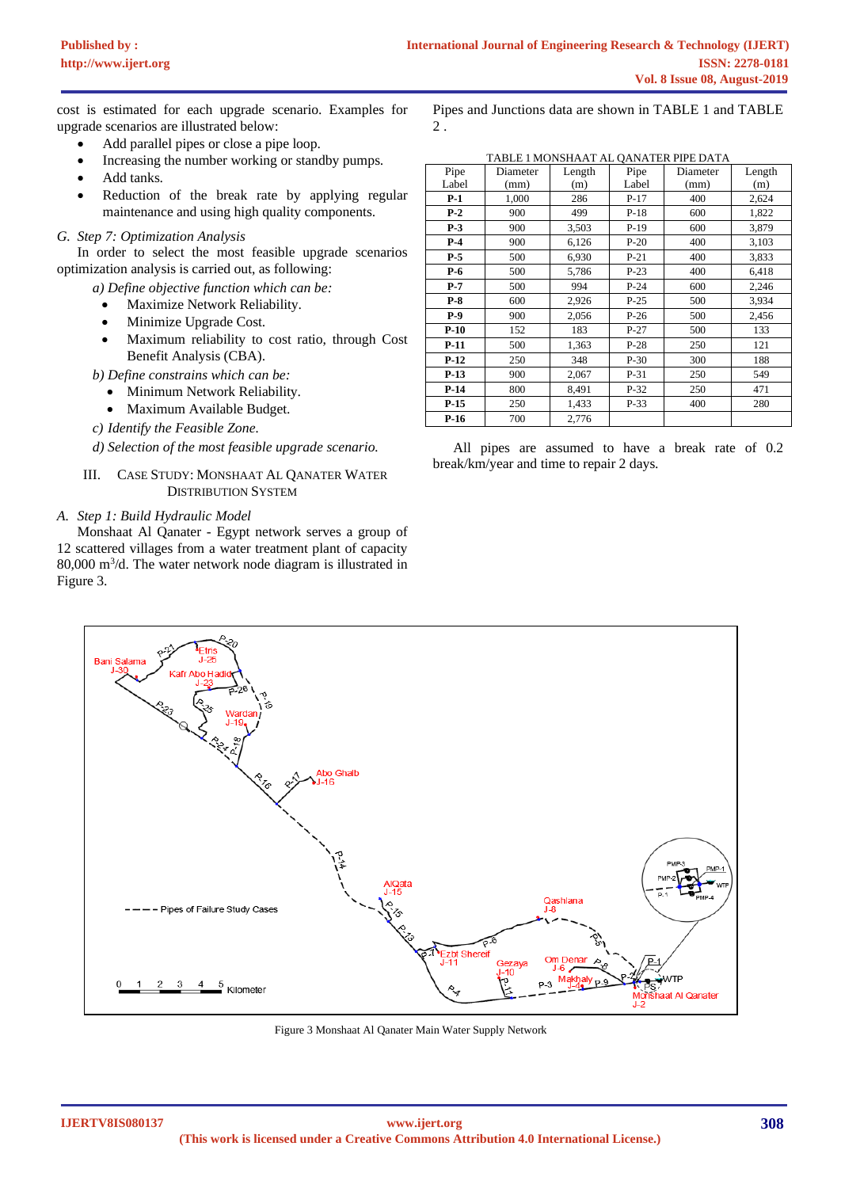cost is estimated for each upgrade scenario. Examples for upgrade scenarios are illustrated below:

- Add parallel pipes or close a pipe loop.
- Increasing the number working or standby pumps.
- Add tanks.
- Reduction of the break rate by applying regular maintenance and using high quality components.

### G. Step 7: Optimization Analysis

In order to select the most feasible upgrade scenarios optimization analysis is carried out, as following:

*a) Define objective function which can be:*

- Maximize Network Reliability.
- Minimize Upgrade Cost.
- Maximum reliability to cost ratio, through Cost Benefit Analysis (CBA).

*b) Define constrains which can be:*

- Minimum Network Reliability.
- Maximum Available Budget.

*c) Identify the Feasible Zone.*

*d) Selection of the most feasible upgrade scenario.*

## III. Case Study: Monshaat Al Qanater Water Distribution System

### A. Step 1: Build Hydraulic Model

Monshaat Al Qanater - Egypt network serves a group of 12 scattered villages from a water treatment plant of capacity 80,000 $m^3$/d. The water network node diagram is illustrated in Figure 3.

Pipes and Junctions data are shown in TABLE 1 and TABLE 2 .

TABLE 1 MONSHAAT AL QANATER PIPE DATA

| Pipe Label | Diameter (mm) | Length (m) | Pipe Label | Diameter (mm) | Length (m) |
|---|---|---|---|---|---|
| **P-1** | 1,000 | 286 | P-17 | 400 | 2,624 |
| **P-2** | 900 | 499 | P-18 | 600 | 1,822 |
| **P-3** | 900 | 3,503 | P-19 | 600 | 3,879 |
| **P-4** | 900 | 6,126 | P-20 | 400 | 3,103 |
| **P-5** | 500 | 6,930 | P-21 | 400 | 3,833 |
| **P-6** | 500 | 5,786 | P-23 | 400 | 6,418 |
| **P-7** | 500 | 994 | P-24 | 600 | 2,246 |
| **P-8** | 600 | 2,926 | P-25 | 500 | 3,934 |
| **P-9** | 900 | 2,056 | P-26 | 500 | 2,456 |
| **P-10** | 152 | 183 | P-27 | 500 | 133 |
| **P-11** | 500 | 1,363 | P-28 | 250 | 121 |
| **P-12** | 250 | 348 | P-30 | 300 | 188 |
| **P-13** | 900 | 2,067 | P-31 | 250 | 549 |
| **P-14** | 800 | 8,491 | P-32 | 250 | 471 |
| **P-15** | 250 | 1,433 | P-33 | 400 | 280 |
| **P-16** | 700 | 2,776 | | | |

All pipes are assumed to have a break rate of 0.2 break/km/year and time to repair 2 days.

Figure 3 Monshaat Al Qanater Main Water Supply Network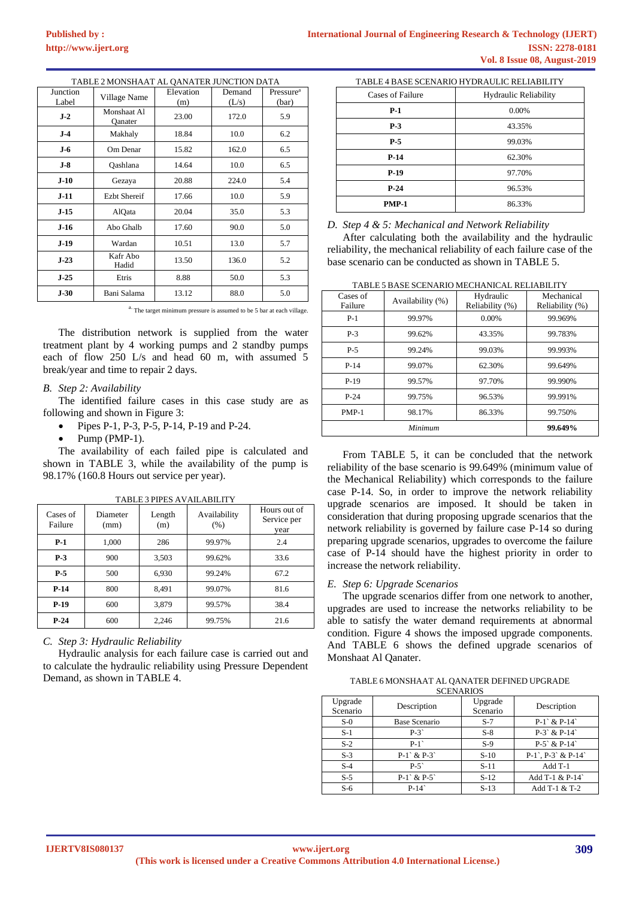TABLE 2 MONSHAAT AL QANATER JUNCTION DATA

| Junction Label | Village Name | Elevation (m) | Demand (L/s) | Pressure[a] (bar) |
|---|---|---|---|---|
| **J-2** | Monshaat Al Qanater | 23.00 | 172.0 | 5.9 |
| **J-4** | Makhaly | 18.84 | 10.0 | 6.2 |
| **J-6** | Om Denar | 15.82 | 162.0 | 6.5 |
| **J-8** | Qashlana | 14.64 | 10.0 | 6.5 |
| **J-10** | Gezaya | 20.88 | 224.0 | 5.4 |
| **J-11** | Ezbt Shereif | 17.66 | 10.0 | 5.9 |
| **J-15** | AlQata | 20.04 | 35.0 | 5.3 |
| **J-16** | Abo Ghalb | 17.60 | 90.0 | 5.0 |
| **J-19** | Wardan | 10.51 | 13.0 | 5.7 |
| **J-23** | Kafr Abo Hadid | 13.50 | 136.0 | 5.2 |
| **J-25** | Etris | 8.88 | 50.0 | 5.3 |
| **J-30** | Bani Salama | 13.12 | 88.0 | 5.0 |

[a] The target minimum pressure is assumed to be 5 bar at each village.

The distribution network is supplied from the water treatment plant by 4 working pumps and 2 standby pumps each of flow 250 L/s and head 60 m, with assumed 5 break/year and time to repair 2 days.

## *B. Step 2: Availability*

The identified failure cases in this case study are as following and shown in Figure 3:

- Pipes P-1, P-3, P-5, P-14, P-19 and P-24.
- Pump (PMP-1).

The availability of each failed pipe is calculated and shown in TABLE 3, while the availability of the pump is 98.17% (160.8 Hours out service per year).

TABLE 3 PIPES AVAILABILITY

| Cases of Failure | Diameter (mm) | Length (m) | Availability (%) | Hours out of Service per year |
|---|---|---|---|---|
| **P-1** | 1,000 | 286 | 99.97% | 2.4 |
| **P-3** | 900 | 3,503 | 99.62% | 33.6 |
| **P-5** | 500 | 6,930 | 99.24% | 67.2 |
| **P-14** | 800 | 8,491 | 99.07% | 81.6 |
| **P-19** | 600 | 3,879 | 99.57% | 38.4 |
| **P-24** | 600 | 2,246 | 99.75% | 21.6 |

## *C. Step 3: Hydraulic Reliability*

Hydraulic analysis for each failure case is carried out and to calculate the hydraulic reliability using Pressure Dependent Demand, as shown in TABLE 4.

TABLE 4 BASE SCENARIO HYDRAULIC RELIABILITY

| Cases of Failure | Hydraulic Reliability |
|---|---|
| **P-1** | 0.00% |
| **P-3** | 43.35% |
| **P-5** | 99.03% |
| **P-14** | 62.30% |
| **P-19** | 97.70% |
| **P-24** | 96.53% |
| **PMP-1** | 86.33% |

## *D. Step 4 & 5: Mechanical and Network Reliability*

After calculating both the availability and the hydraulic reliability, the mechanical reliability of each failure case of the base scenario can be conducted as shown in TABLE 5.

TABLE 5 BASE SCENARIO MECHANICAL RELIABILITY

| Cases of Failure | Availability (%) | Hydraulic Reliability (%) | Mechanical Reliability (%) |
|---|---|---|---|
| P-1 | 99.97% | 0.00% | 99.969% |
| P-3 | 99.62% | 43.35% | 99.783% |
| P-5 | 99.24% | 99.03% | 99.993% |
| P-14 | 99.07% | 62.30% | 99.649% |
| P-19 | 99.57% | 97.70% | 99.990% |
| P-24 | 99.75% | 96.53% | 99.991% |
| PMP-1 | 98.17% | 86.33% | 99.750% |
| *Minimum* | | | **99.649%** |

From TABLE 5, it can be concluded that the network reliability of the base scenario is 99.649% (minimum value of the Mechanical Reliability) which corresponds to the failure case P-14. So, in order to improve the network reliability upgrade scenarios are imposed. It should be taken in consideration that during proposing upgrade scenarios that the network reliability is governed by failure case P-14 so during preparing upgrade scenarios, upgrades to overcome the failure case of P-14 should have the highest priority in order to increase the network reliability.

## *E. Step 6: Upgrade Scenarios*

The upgrade scenarios differ from one network to another, upgrades are used to increase the networks reliability to be able to satisfy the water demand requirements at abnormal condition. Figure 4 shows the imposed upgrade components. And TABLE 6 shows the defined upgrade scenarios of Monshaat Al Qanater.

TABLE 6 MONSHAAT AL QANATER DEFINED UPGRADE SCENARIOS

| Upgrade Scenario | Description | Upgrade Scenario | Description |
|---|---|---|---|
| S-0 | Base Scenario | S-7 | P-1` & P-14` |
| S-1 | P-3` | S-8 | P-3` & P-14` |
| S-2 | P-1` | S-9 | P-5` & P-14` |
| S-3 | P-1` & P-3` | S-10 | P-1`, P-3` & P-14` |
| S-4 | P-5` | S-11 | Add T-1 |
| S-5 | P-1` & P-5` | S-12 | Add T-1 & P-14` |
| S-6 | P-14` | S-13 | Add T-1 & T-2 |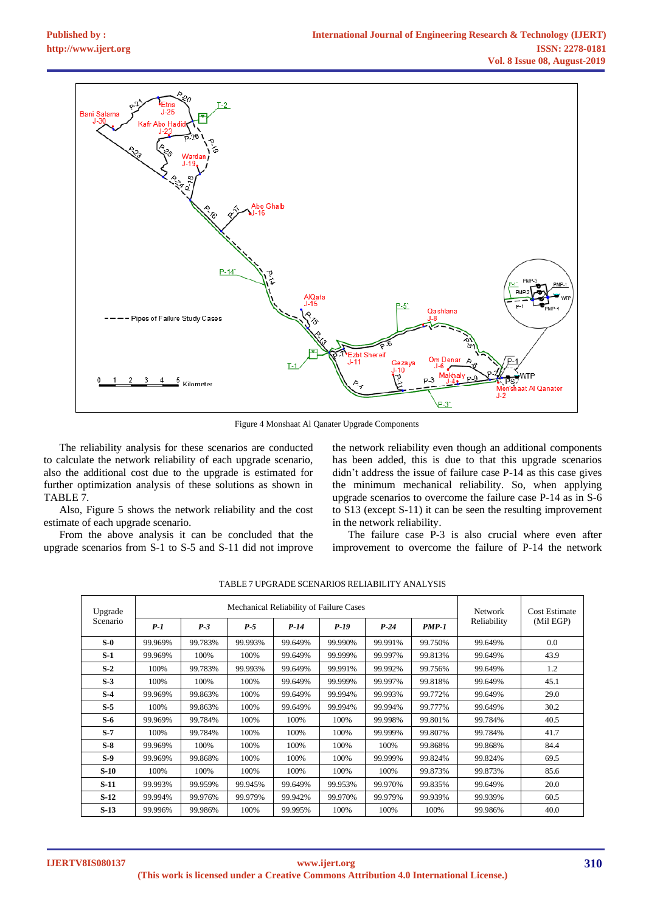Figure 4 Monshaat Al Qanater Upgrade Components

The reliability analysis for these scenarios are conducted to calculate the network reliability of each upgrade scenario, also the additional cost due to the upgrade is estimated for further optimization analysis of these solutions as shown in TABLE 7.

Also, Figure 5 shows the network reliability and the cost estimate of each upgrade scenario.

From the above analysis it can be concluded that the upgrade scenarios from S-1 to S-5 and S-11 did not improve the network reliability even though an additional components has been added, this is due to that this upgrade scenarios didn't address the issue of failure case P-14 as this case gives the minimum mechanical reliability. So, when applying upgrade scenarios to overcome the failure case P-14 as in S-6 to S13 (except S-11) it can be seen the resulting improvement in the network reliability.

The failure case P-3 is also crucial where even after improvement to overcome the failure of P-14 the network

TABLE 7 UPGRADE SCENARIOS RELIABILITY ANALYSIS

| Upgrade Scenario | Mechanical Reliability of Failure Cases | | | | | | | Network Reliability | Cost Estimate (Mil EGP) |
|---|---|---|---|---|---|---|---|---|---|
| | *P-1* | *P-3* | *P-5* | *P-14* | *P-19* | *P-24* | *PMP-1* | | |
| **S-0** | 99.969% | 99.783% | 99.993% | 99.649% | 99.990% | 99.991% | 99.750% | 99.649% | 0.0 |
| **S-1** | 99.969% | 100% | 100% | 99.649% | 99.999% | 99.997% | 99.813% | 99.649% | 43.9 |
| **S-2** | 100% | 99.783% | 99.993% | 99.649% | 99.991% | 99.992% | 99.756% | 99.649% | 1.2 |
| **S-3** | 100% | 100% | 100% | 99.649% | 99.999% | 99.997% | 99.818% | 99.649% | 45.1 |
| **S-4** | 99.969% | 99.863% | 100% | 99.649% | 99.994% | 99.993% | 99.772% | 99.649% | 29.0 |
| **S-5** | 100% | 99.863% | 100% | 99.649% | 99.994% | 99.994% | 99.777% | 99.649% | 30.2 |
| **S-6** | 99.969% | 99.784% | 100% | 100% | 100% | 99.998% | 99.801% | 99.784% | 40.5 |
| **S-7** | 100% | 99.784% | 100% | 100% | 100% | 99.999% | 99.807% | 99.784% | 41.7 |
| **S-8** | 99.969% | 100% | 100% | 100% | 100% | 100% | 99.868% | 99.868% | 84.4 |
| **S-9** | 99.969% | 99.868% | 100% | 100% | 100% | 99.999% | 99.824% | 99.824% | 69.5 |
| **S-10** | 100% | 100% | 100% | 100% | 100% | 100% | 99.873% | 99.873% | 85.6 |
| **S-11** | 99.993% | 99.959% | 99.945% | 99.649% | 99.953% | 99.970% | 99.835% | 99.649% | 20.0 |
| **S-12** | 99.994% | 99.976% | 99.979% | 99.942% | 99.970% | 99.979% | 99.939% | 99.939% | 60.5 |
| **S-13** | 99.996% | 99.986% | 100% | 99.995% | 100% | 100% | 100% | 99.986% | 40.0 |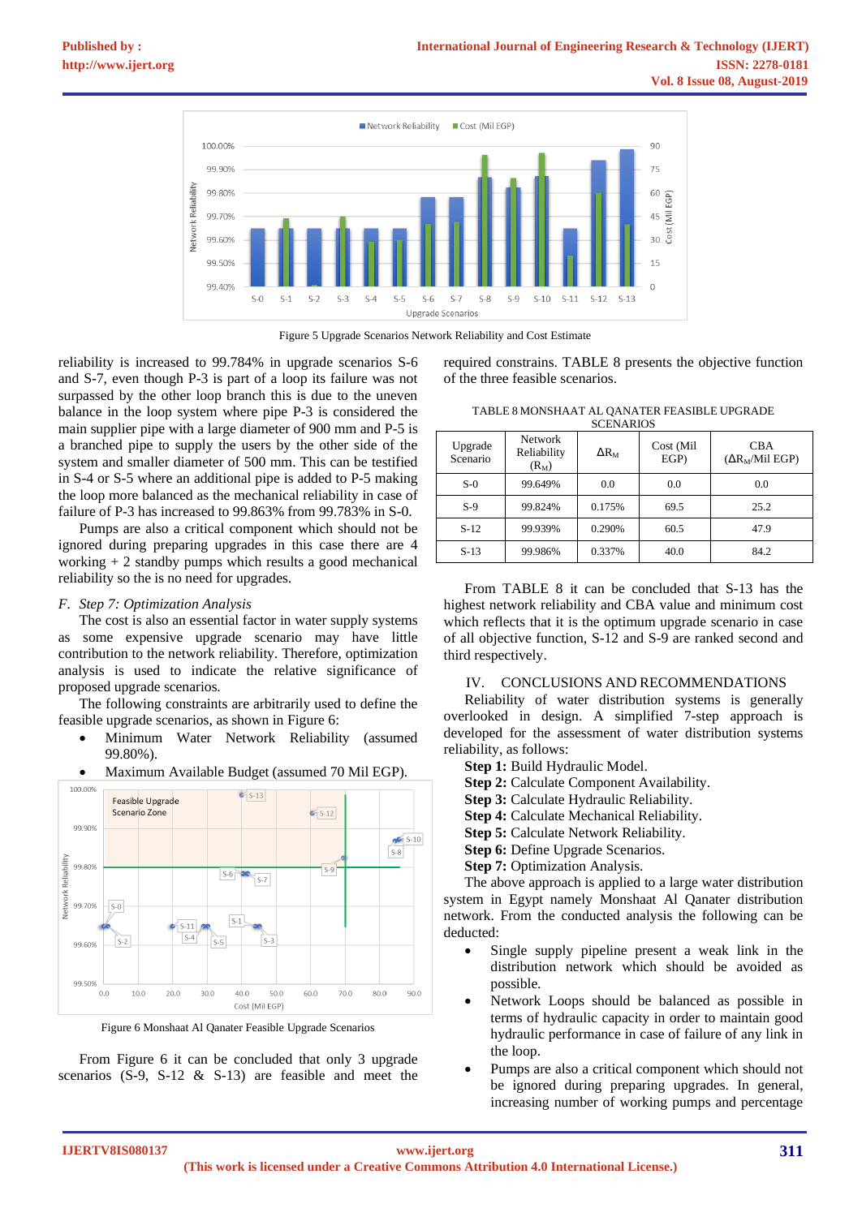Figure 5 Upgrade Scenarios Network Reliability and Cost Estimate

reliability is increased to 99.784% in upgrade scenarios S-6 and S-7, even though P-3 is part of a loop its failure was not surpassed by the other loop branch this is due to the uneven balance in the loop system where pipe P-3 is considered the main supplier pipe with a large diameter of 900 mm and P-5 is a branched pipe to supply the users by the other side of the system and smaller diameter of 500 mm. This can be testified in S-4 or S-5 where an additional pipe is added to P-5 making the loop more balanced as the mechanical reliability in case of failure of P-3 has increased to 99.863% from 99.783% in S-0.

Pumps are also a critical component which should not be ignored during preparing upgrades in this case there are 4 working + 2 standby pumps which results a good mechanical reliability so the is no need for upgrades.

### F. *Step 7: Optimization Analysis*

The cost is also an essential factor in water supply systems as some expensive upgrade scenario may have little contribution to the network reliability. Therefore, optimization analysis is used to indicate the relative significance of proposed upgrade scenarios.

The following constraints are arbitrarily used to define the feasible upgrade scenarios, as shown in Figure 6:

- Minimum Water Network Reliability (assumed 99.80%).
- Maximum Available Budget (assumed 70 Mil EGP).

Figure 6 Monshaat Al Qanater Feasible Upgrade Scenarios

From Figure 6 it can be concluded that only 3 upgrade scenarios (S-9, S-12 & S-13) are feasible and meet the required constrains. TABLE 8 presents the objective function of the three feasible scenarios.

TABLE 8 MONSHAAT AL QANATER FEASIBLE UPGRADE SCENARIOS

| Upgrade Scenario | Network Reliability ($R_M$) | $\Delta R_M$ | Cost (Mil EGP) | CBA ($\Delta R_M$/Mil EGP) |
|---|---|---|---|---|
| S-0 | 99.649% | 0.0 | 0.0 | 0.0 |
| S-9 | 99.824% | 0.175% | 69.5 | 25.2 |
| S-12 | 99.939% | 0.290% | 60.5 | 47.9 |
| S-13 | 99.986% | 0.337% | 40.0 | 84.2 |

From TABLE 8 it can be concluded that S-13 has the highest network reliability and CBA value and minimum cost which reflects that it is the optimum upgrade scenario in case of all objective function, S-12 and S-9 are ranked second and third respectively.

## IV. CONCLUSIONS AND RECOMMENDATIONS

Reliability of water distribution systems is generally overlooked in design. A simplified 7-step approach is developed for the assessment of water distribution systems reliability, as follows:

**Step 1:** Build Hydraulic Model.
**Step 2:** Calculate Component Availability.
**Step 3:** Calculate Hydraulic Reliability.
**Step 4:** Calculate Mechanical Reliability.
**Step 5:** Calculate Network Reliability.
**Step 6:** Define Upgrade Scenarios.
**Step 7:** Optimization Analysis.

The above approach is applied to a large water distribution system in Egypt namely Monshaat Al Qanater distribution network. From the conducted analysis the following can be deducted:

- Single supply pipeline present a weak link in the distribution network which should be avoided as possible.
- Network Loops should be balanced as possible in terms of hydraulic capacity in order to maintain good hydraulic performance in case of failure of any link in the loop.
- Pumps are also a critical component which should not be ignored during preparing upgrades. In general, increasing number of working pumps and percentage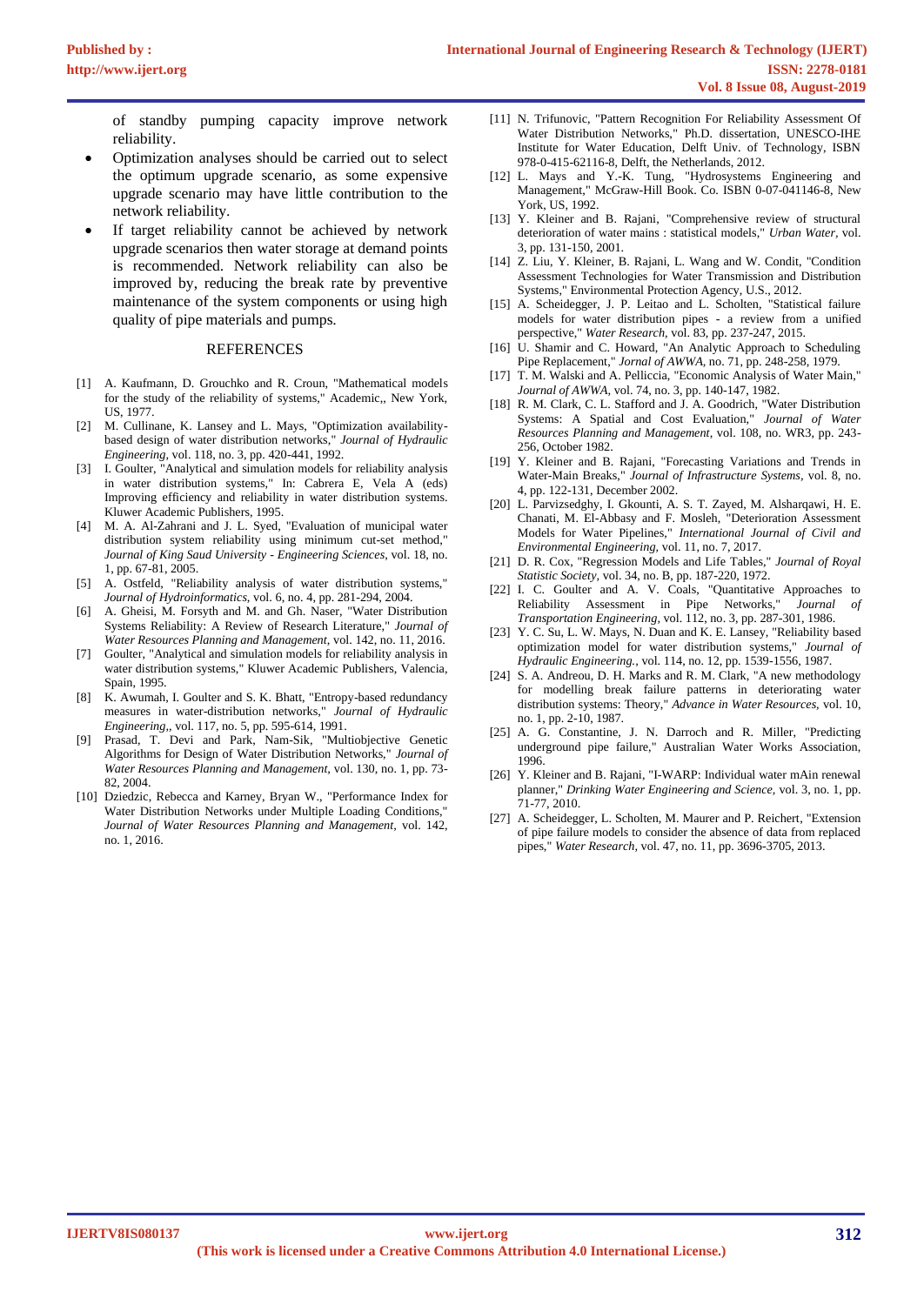of standby pumping capacity improve network reliability.

- Optimization analyses should be carried out to select the optimum upgrade scenario, as some expensive upgrade scenario may have little contribution to the network reliability.
- If target reliability cannot be achieved by network upgrade scenarios then water storage at demand points is recommended. Network reliability can also be improved by, reducing the break rate by preventive maintenance of the system components or using high quality of pipe materials and pumps.

## REFERENCES

[1] A. Kaufmann, D. Grouchko and R. Croun, "Mathematical models for the study of the reliability of systems," Academic,, New York, US, 1977.

[2] M. Cullinane, K. Lansey and L. Mays, "Optimization availability-based design of water distribution networks," *Journal of Hydraulic Engineering*, vol. 118, no. 3, pp. 420-441, 1992.

[3] I. Goulter, "Analytical and simulation models for reliability analysis in water distribution systems," In: Cabrera E, Vela A (eds) Improving efficiency and reliability in water distribution systems. Kluwer Academic Publishers, 1995.

[4] M. A. Al-Zahrani and J. L. Syed, "Evaluation of municipal water distribution system reliability using minimum cut-set method," *Journal of King Saud University - Engineering Sciences*, vol. 18, no. 1, pp. 67-81, 2005.

[5] A. Ostfeld, "Reliability analysis of water distribution systems," *Journal of Hydroinformatics*, vol. 6, no. 4, pp. 281-294, 2004.

[6] A. Gheisi, M. Forsyth and M. and Gh. Naser, "Water Distribution Systems Reliability: A Review of Research Literature," *Journal of Water Resources Planning and Management*, vol. 142, no. 11, 2016.

[7] Goulter, "Analytical and simulation models for reliability analysis in water distribution systems," Kluwer Academic Publishers, Valencia, Spain, 1995.

[8] K. Awumah, I. Goulter and S. K. Bhatt, "Entropy-based redundancy measures in water-distribution networks," *Journal of Hydraulic Engineering*,, vol. 117, no. 5, pp. 595-614, 1991.

[9] Prasad, T. Devi and Park, Nam-Sik, "Multiobjective Genetic Algorithms for Design of Water Distribution Networks," *Journal of Water Resources Planning and Management*, vol. 130, no. 1, pp. 73-82, 2004.

[10] Dziedzic, Rebecca and Karney, Bryan W., "Performance Index for Water Distribution Networks under Multiple Loading Conditions," *Journal of Water Resources Planning and Management*, vol. 142, no. 1, 2016.

[11] N. Trifunovic, "Pattern Recognition For Reliability Assessment Of Water Distribution Networks," Ph.D. dissertation, UNESCO-IHE Institute for Water Education, Delft Univ. of Technology, ISBN 978-0-415-62116-8, Delft, the Netherlands, 2012.

[12] L. Mays and Y.-K. Tung, "Hydrosystems Engineering and Management," McGraw-Hill Book. Co. ISBN 0-07-041146-8, New York, US, 1992.

[13] Y. Kleiner and B. Rajani, "Comprehensive review of structural deterioration of water mains : statistical models," *Urban Water*, vol. 3, pp. 131-150, 2001.

[14] Z. Liu, Y. Kleiner, B. Rajani, L. Wang and W. Condit, "Condition Assessment Technologies for Water Transmission and Distribution Systems," Environmental Protection Agency, U.S., 2012.

[15] A. Scheidegger, J. P. Leitao and L. Scholten, "Statistical failure models for water distribution pipes - a review from a unified perspective," *Water Research*, vol. 83, pp. 237-247, 2015.

[16] U. Shamir and C. Howard, "An Analytic Approach to Scheduling Pipe Replacement," *Jornal of AWWA*, no. 71, pp. 248-258, 1979.

[17] T. M. Walski and A. Pelliccia, "Economic Analysis of Water Main," *Journal of AWWA*, vol. 74, no. 3, pp. 140-147, 1982.

[18] R. M. Clark, C. L. Stafford and J. A. Goodrich, "Water Distribution Systems: A Spatial and Cost Evaluation," *Journal of Water Resources Planning and Management*, vol. 108, no. WR3, pp. 243-256, October 1982.

[19] Y. Kleiner and B. Rajani, "Forecasting Variations and Trends in Water-Main Breaks," *Journal of Infrastructure Systems*, vol. 8, no. 4, pp. 122-131, December 2002.

[20] L. Parvizsedghy, I. Gkounti, A. S. T. Zayed, M. Alsharqawi, H. E. Chanati, M. El-Abbasy and F. Mosleh, "Deterioration Assessment Models for Water Pipelines," *International Journal of Civil and Environmental Engineering*, vol. 11, no. 7, 2017.

[21] D. R. Cox, "Regression Models and Life Tables," *Journal of Royal Statistic Society*, vol. 34, no. B, pp. 187-220, 1972.

[22] I. C. Goulter and A. V. Coals, "Quantitative Approaches to Reliability Assessment in Pipe Networks," *Journal of Transportation Engineering*, vol. 112, no. 3, pp. 287-301, 1986.

[23] Y. C. Su, L. W. Mays, N. Duan and K. E. Lansey, "Reliability based optimization model for water distribution systems," *Journal of Hydraulic Engineering.*, vol. 114, no. 12, pp. 1539-1556, 1987.

[24] S. A. Andreou, D. H. Marks and R. M. Clark, "A new methodology for modelling break failure patterns in deteriorating water distribution systems: Theory," *Advance in Water Resources*, vol. 10, no. 1, pp. 2-10, 1987.

[25] A. G. Constantine, J. N. Darroch and R. Miller, "Predicting underground pipe failure," Australian Water Works Association, 1996.

[26] Y. Kleiner and B. Rajani, "I-WARP: Individual water mAin renewal planner," *Drinking Water Engineering and Science*, vol. 3, no. 1, pp. 71-77, 2010.

[27] A. Scheidegger, L. Scholten, M. Maurer and P. Reichert, "Extension of pipe failure models to consider the absence of data from replaced pipes," *Water Research*, vol. 47, no. 11, pp. 3696-3705, 2013.